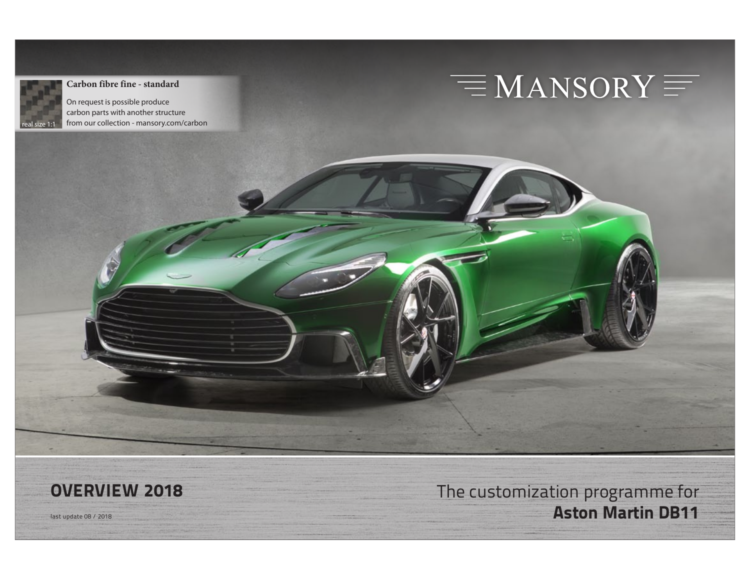# MANSORY

**Carbon fibre fine - standard**

On request is possible produce carbon parts with another structure from our collection - mansory.com/carbon

real size 1:1

## OVERVIEW 2018

last update 08 / 2018

The customization programme for **Aston Martin DB11**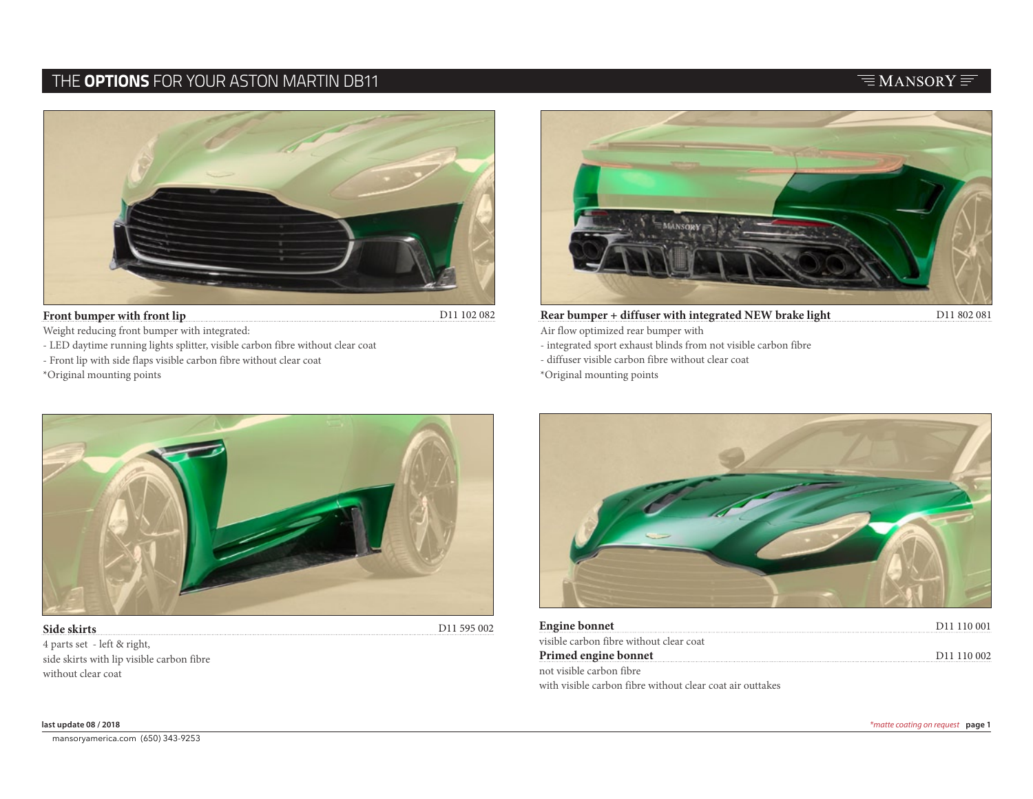# THE **OPTIONS** FOR YOUR ASTON MARTIN DB11

**Front bumper with front lip** D11 102 082

Weight reducing front bumper with integrated:

- LED daytime running lights splitter, visible carbon fibre without clear coat
- Front lip with side flaps visible carbon fibre without clear coat

*Original mounting points

**Rear bumper + diffuser with integrated NEW brake light** D11 802 081

Air flow optimized rear bumper with

- integrated sport exhaust blinds from not visible carbon fibre
- diffuser visible carbon fibre without clear coat

*Original mounting points

**Side skirts** D11 595 002

4 parts set - left & right,
side skirts with lip visible carbon fibre
without clear coat

**Engine bonnet** D11 110 001

visible carbon fibre without clear coat

**Primed engine bonnet** D11 110 002

not visible carbon fibre
with visible carbon fibre without clear coat air outtakes

last update 08 / 2018

*matte coating on request*

mansoryamerica.com (650) 343-9253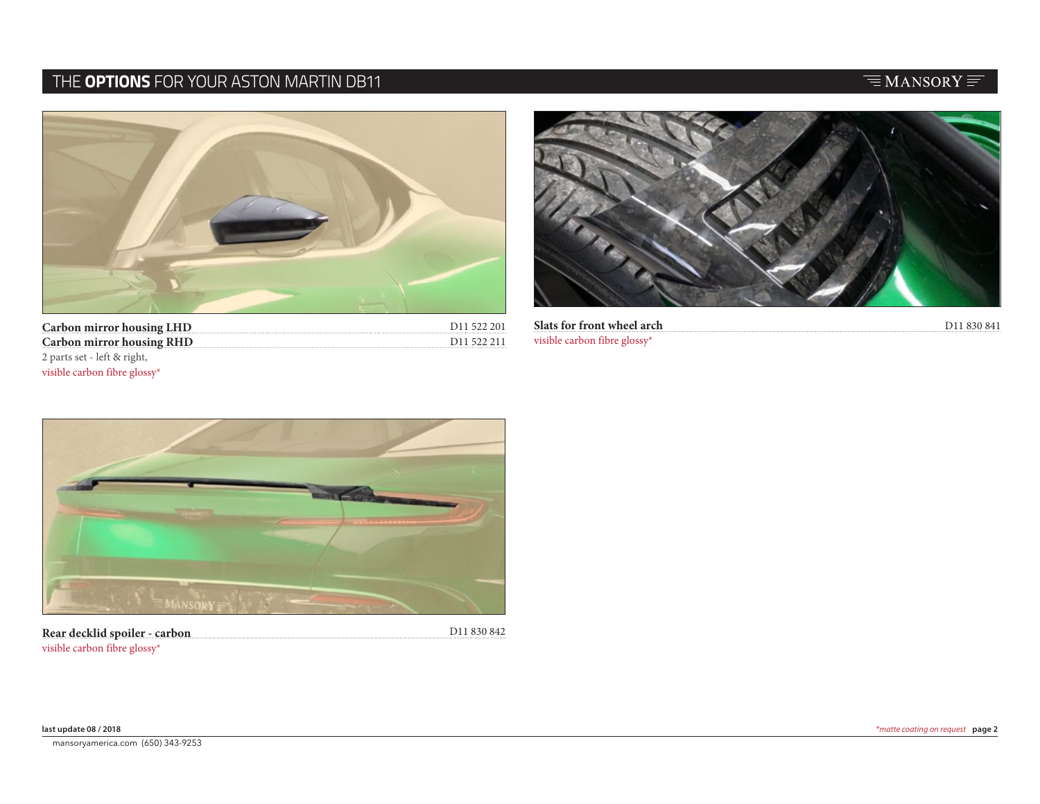**Carbon mirror housing LHD** D11 522 201
**Carbon mirror housing RHD** D11 522 211
2 parts set - left & right,
visible carbon fibre glossy*

**Slats for front wheel arch** D11 830 841
visible carbon fibre glossy*

**Rear decklid spoiler - carbon** D11 830 842
visible carbon fibre glossy*

last update 08 / 2018

*matte coating on request

mansoryamerica.com (650) 343-9253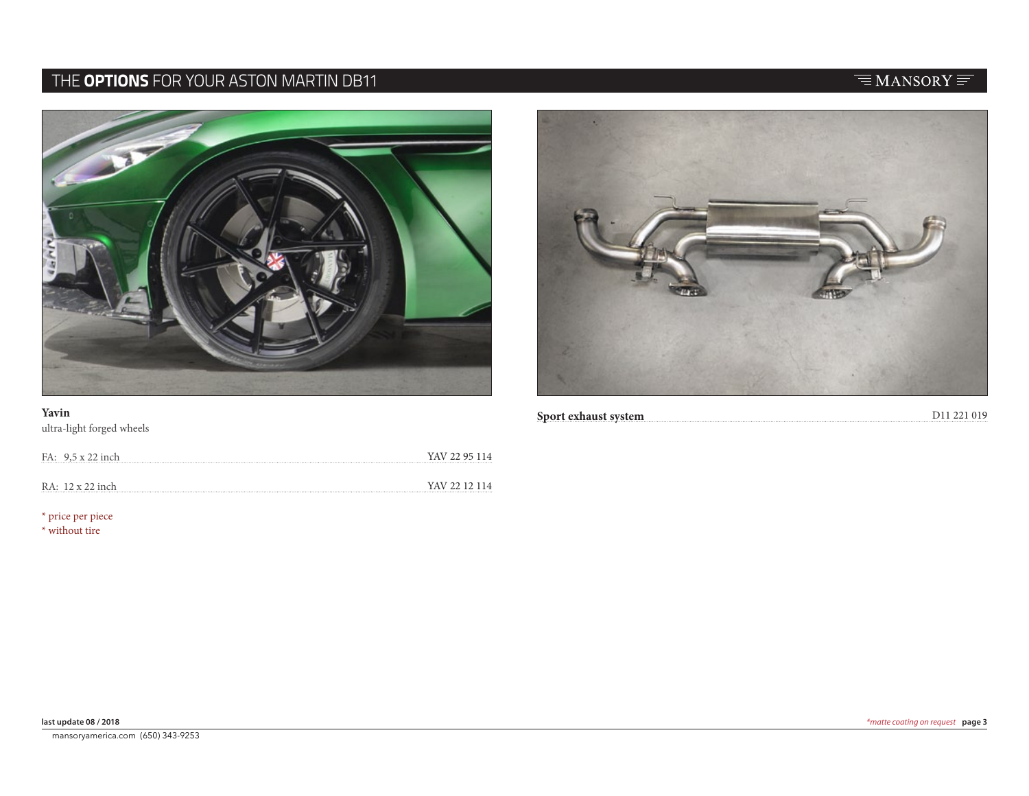## Yavin

ultra-light forged wheels

| | |
|---|---|
| FA: 9,5 x 22 inch | YAV 22 95 114 |
| RA: 12 x 22 inch | YAV 22 12 114 |

* price per piece
* without tire

**Sport exhaust system** D11 221 019

last update 08 / 2018

*matte coating on request*

mansoryamerica.com (650) 343-9253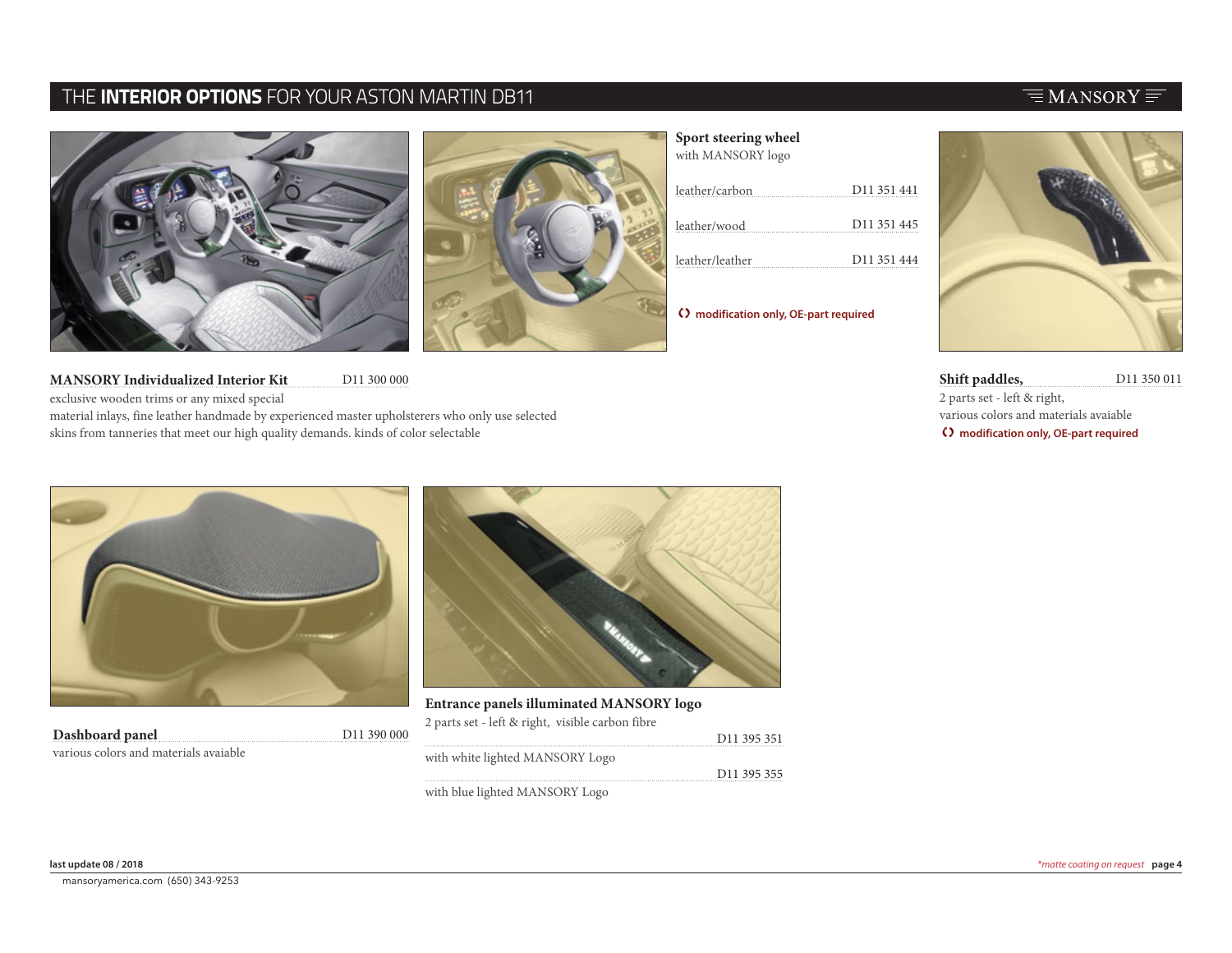# THE **INTERIOR OPTIONS** FOR YOUR ASTON MARTIN DB11

**Sport steering wheel**
with MANSORY logo

| | |
|---|---|
| leather/carbon | D11 351 441 |
| leather/wood | D11 351 445 |
| leather/leather | D11 351 444 |

**modification only, OE-part required**

**Shift paddles,** D11 350 011
2 parts set - left & right,
various colors and materials avaiable
**modification only, OE-part required**

**MANSORY Individualized Interior Kit** D11 300 000
exclusive wooden trims or any mixed special
material inlays, fine leather handmade by experienced master upholsterers who only use selected skins from tanneries that meet our high quality demands. kinds of color selectable

**Dashboard panel** D11 390 000
various colors and materials avaiable

**Entrance panels illuminated MANSORY logo**
2 parts set - left & right, visible carbon fibre

| | |
|---|---|
| with white lighted MANSORY Logo | D11 395 351 |
| with blue lighted MANSORY Logo | D11 395 355 |

last update 08 / 2018

*matte coating on request*

mansoryamerica.com (650) 343-9253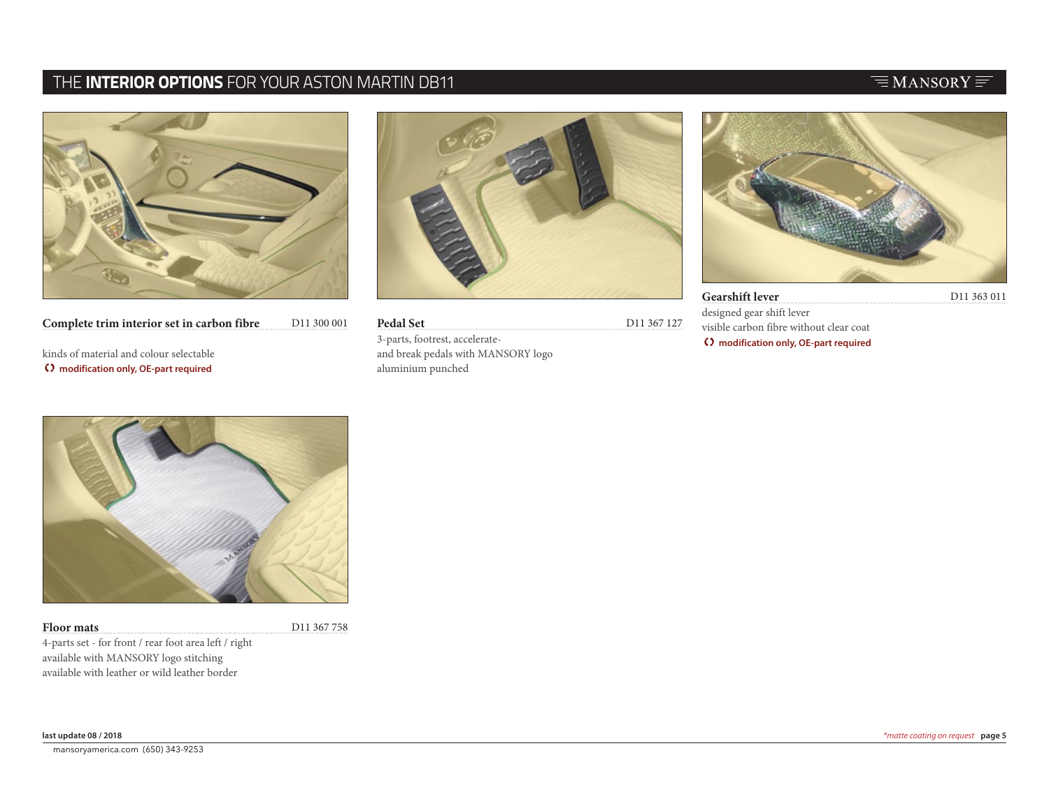# THE **INTERIOR OPTIONS** FOR YOUR ASTON MARTIN DB11

**Complete trim interior set in carbon fibre** D11 300 001

kinds of material and colour selectable
**modification only, OE-part required**

**Pedal Set** D11 367 127

3-parts, footrest, accelerate-
and break pedals with MANSORY logo
aluminium punched

**Gearshift lever** D11 363 011

designed gear shift lever
visible carbon fibre without clear coat
**modification only, OE-part required**

**Floor mats** D11 367 758

4-parts set - for front / rear foot area left / right
available with MANSORY logo stitching
available with leather or wild leather border

last update 08 / 2018

*matte coating on request*

mansoryamerica.com (650) 343-9253